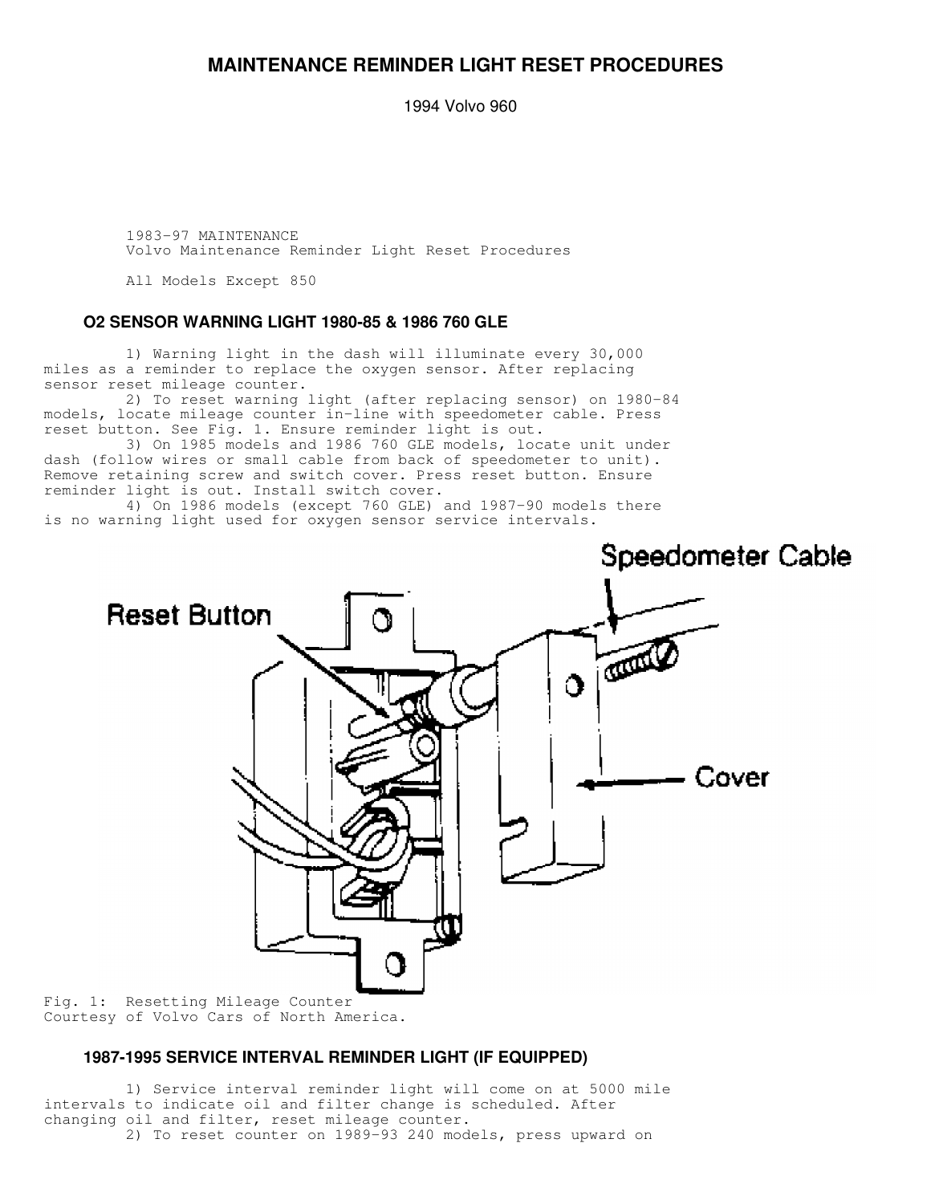# MAINTENANCE REMINDER LIGHT RESET PROCEDURES

1994 Volvo 960

1983-97 MAINTENANCE
Volvo Maintenance Reminder Light Reset Procedures

All Models Except 850

## O2 SENSOR WARNING LIGHT 1980-85 & 1986 760 GLE

1) Warning light in the dash will illuminate every 30,000 miles as a reminder to replace the oxygen sensor. After replacing sensor reset mileage counter.

2) To reset warning light (after replacing sensor) on 1980-84 models, locate mileage counter in-line with speedometer cable. Press reset button. See Fig. 1. Ensure reminder light is out.

3) On 1985 models and 1986 760 GLE models, locate unit under dash (follow wires or small cable from back of speedometer to unit). Remove retaining screw and switch cover. Press reset button. Ensure reminder light is out. Install switch cover.

4) On 1986 models (except 760 GLE) and 1987-90 models there is no warning light used for oxygen sensor service intervals.

Fig. 1: Resetting Mileage Counter
Courtesy of Volvo Cars of North America.

## 1987-1995 SERVICE INTERVAL REMINDER LIGHT (IF EQUIPPED)

1) Service interval reminder light will come on at 5000 mile intervals to indicate oil and filter change is scheduled. After changing oil and filter, reset mileage counter.

2) To reset counter on 1989-93 240 models, press upward on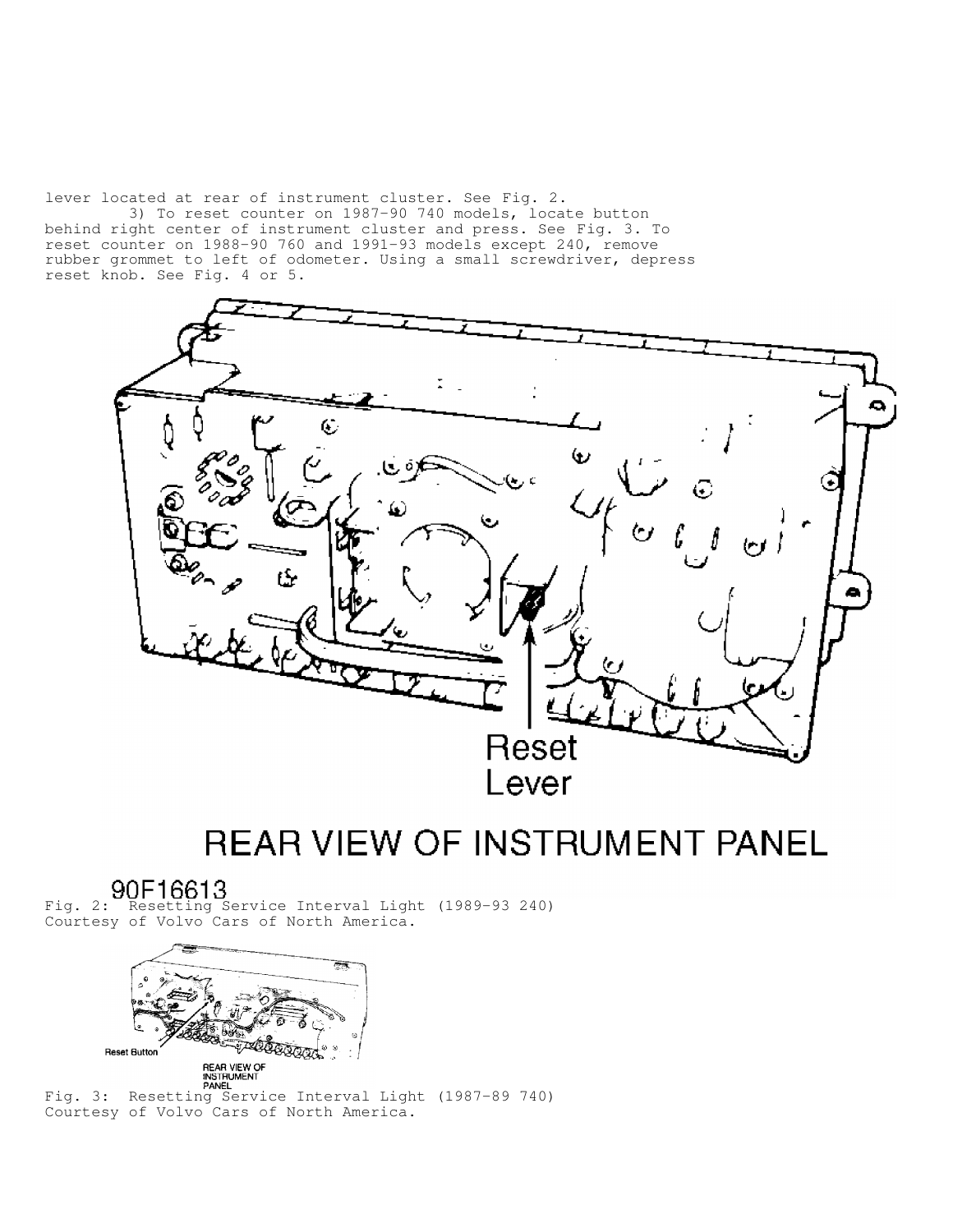lever located at rear of instrument cluster. See Fig. 2.

3) To reset counter on 1987-90 740 models, locate button behind right center of instrument cluster and press. See Fig. 3. To reset counter on 1988-90 760 and 1991-93 models except 240, remove rubber grommet to left of odometer. Using a small screwdriver, depress reset knob. See Fig. 4 or 5.

Fig. 2: Resetting Service Interval Light (1989-93 240)
Courtesy of Volvo Cars of North America.

Fig. 3: Resetting Service Interval Light (1987-89 740)
Courtesy of Volvo Cars of North America.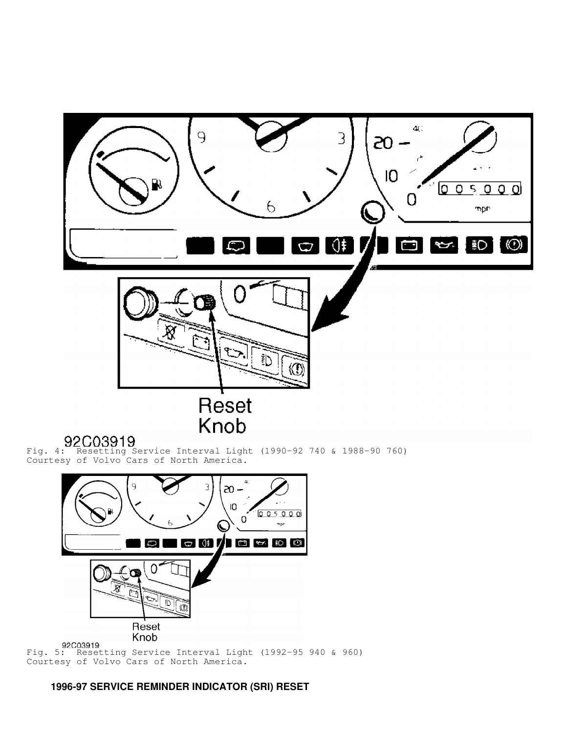92C03919

Fig. 4: Resetting Service Interval Light (1990-92 740 & 1988-90 760)
Courtesy of Volvo Cars of North America.

92C03919

Fig. 5: Resetting Service Interval Light (1992-95 940 & 960)
Courtesy of Volvo Cars of North America.

**1996-97 SERVICE REMINDER INDICATOR (SRI) RESET**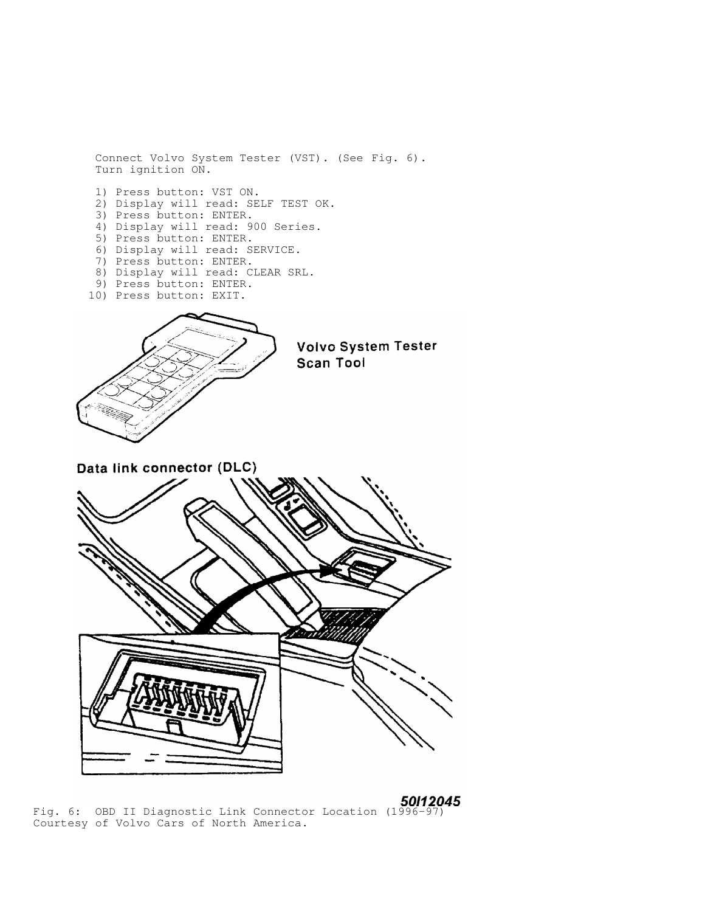Connect Volvo System Tester (VST). (See Fig. 6).
Turn ignition ON.

1) Press button: VST ON.
2) Display will read: SELF TEST OK.
3) Press button: ENTER.
4) Display will read: 900 Series.
5) Press button: ENTER.
6) Display will read: SERVICE.
7) Press button: ENTER.
8) Display will read: CLEAR SRL.
9) Press button: ENTER.
10) Press button: EXIT.

Volvo System Tester
Scan Tool

Data link connector (DLC)

50I12045

Fig. 6: OBD II Diagnostic Link Connector Location (1996-97)
Courtesy of Volvo Cars of North America.